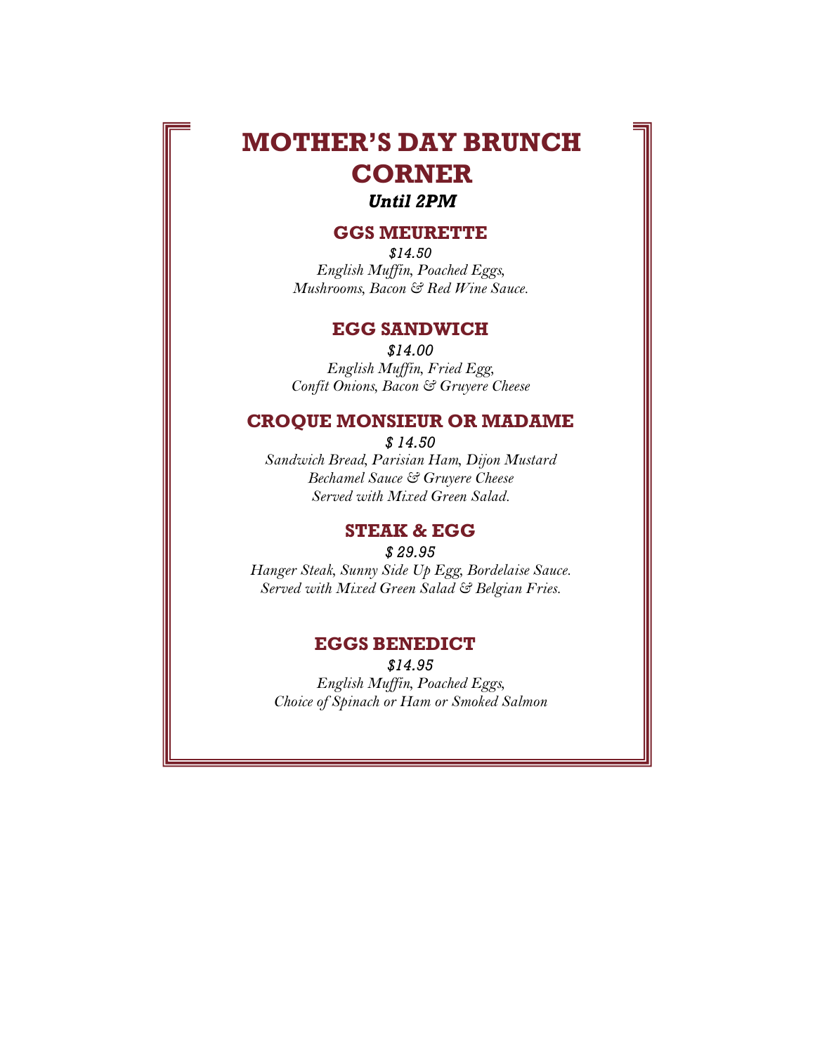# MOTHER'S DAY BRUNCH CORNER

***Until 2PM***

## GGS MEURETTE

*$14.50*

*English Muffin, Poached Eggs,*
*Mushrooms, Bacon & Red Wine Sauce.*

## EGG SANDWICH

*$14.00*

*English Muffin, Fried Egg,*
*Confit Onions, Bacon & Gruyere Cheese*

## CROQUE MONSIEUR OR MADAME

*$ 14.50*

*Sandwich Bread, Parisian Ham, Dijon Mustard*
*Bechamel Sauce & Gruyere Cheese*
*Served with Mixed Green Salad.*

## STEAK & EGG

*$ 29.95*

*Hanger Steak, Sunny Side Up Egg, Bordelaise Sauce.*
*Served with Mixed Green Salad & Belgian Fries.*

## EGGS BENEDICT

*$14.95*

*English Muffin, Poached Eggs,*
*Choice of Spinach or Ham or Smoked Salmon*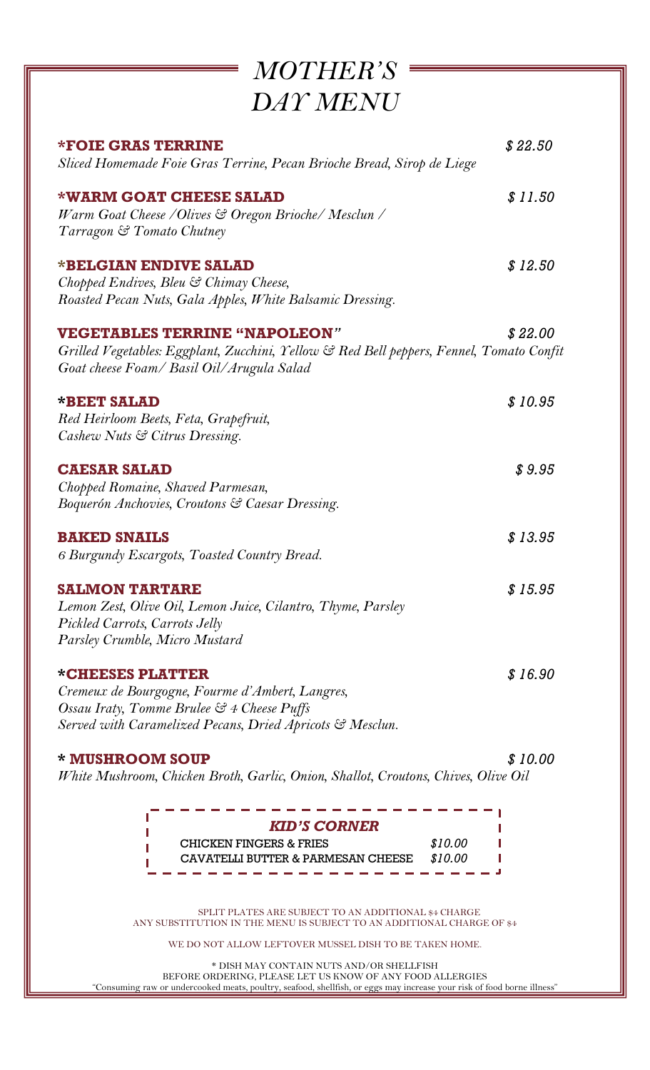# MOTHER'S DAY MENU

**\*FOIE GRAS TERRINE** — *$ 22.50*
*Sliced Homemade Foie Gras Terrine, Pecan Brioche Bread, Sirop de Liege*

**\*WARM GOAT CHEESE SALAD** — *$ 11.50*
*Warm Goat Cheese /Olives & Oregon Brioche/ Mesclun / Tarragon & Tomato Chutney*

**\*BELGIAN ENDIVE SALAD** — *$ 12.50*
*Chopped Endives, Bleu & Chimay Cheese, Roasted Pecan Nuts, Gala Apples, White Balsamic Dressing.*

**VEGETABLES TERRINE "NAPOLEON"** — *$ 22.00*
*Grilled Vegetables: Eggplant, Zucchini, Yellow & Red Bell peppers, Fennel, Tomato Confit Goat cheese Foam/ Basil Oil/Arugula Salad*

**\*BEET SALAD** — *$ 10.95*
*Red Heirloom Beets, Feta, Grapefruit, Cashew Nuts & Citrus Dressing.*

**CAESAR SALAD** — *$ 9.95*
*Chopped Romaine, Shaved Parmesan, Boquerón Anchovies, Croutons & Caesar Dressing.*

**BAKED SNAILS** — *$ 13.95*
*6 Burgundy Escargots, Toasted Country Bread.*

**SALMON TARTARE** — *$ 15.95*
*Lemon Zest, Olive Oil, Lemon Juice, Cilantro, Thyme, Parsley Pickled Carrots, Carrots Jelly Parsley Crumble, Micro Mustard*

**\*CHEESES PLATTER** — *$ 16.90*
*Cremeux de Bourgogne, Fourme d'Ambert, Langres, Ossau Iraty, Tomme Brulee & 4 Cheese Puffs Served with Caramelized Pecans, Dried Apricots & Mesclun.*

**\* MUSHROOM SOUP** — *$ 10.00*
*White Mushroom, Chicken Broth, Garlic, Onion, Shallot, Croutons, Chives, Olive Oil*

### *KID'S CORNER*

| | |
|---|---|
| CHICKEN FINGERS & FRIES | *$10.00* |
| CAVATELLI BUTTER & PARMESAN CHEESE | *$10.00* |

SPLIT PLATES ARE SUBJECT TO AN ADDITIONAL $4 CHARGE
ANY SUBSTITUTION IN THE MENU IS SUBJECT TO AN ADDITIONAL CHARGE OF $4

WE DO NOT ALLOW LEFTOVER MUSSEL DISH TO BE TAKEN HOME.

\* DISH MAY CONTAIN NUTS AND/OR SHELLFISH
BEFORE ORDERING, PLEASE LET US KNOW OF ANY FOOD ALLERGIES
"Consuming raw or undercooked meats, poultry, seafood, shellfish, or eggs may increase your risk of food borne illness"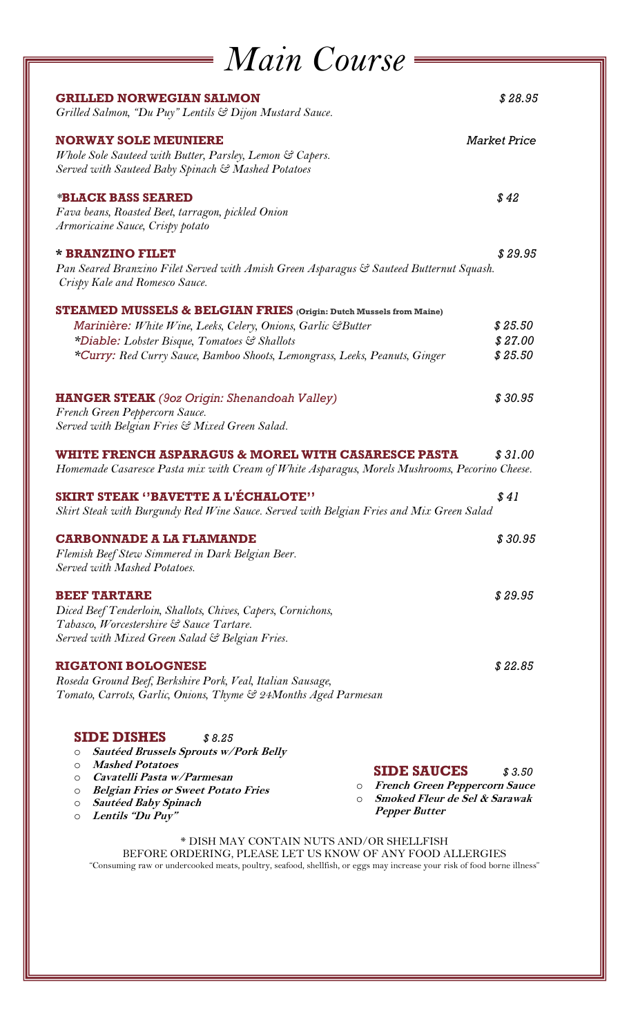# Main Course

**GRILLED NORWEGIAN SALMON** — *$ 28.95*
*Grilled Salmon, "Du Puy" Lentils & Dijon Mustard Sauce.*

**NORWAY SOLE MEUNIERE** — *Market Price*
*Whole Sole Sauteed with Butter, Parsley, Lemon & Capers.*
*Served with Sauteed Baby Spinach & Mashed Potatoes*

**\*BLACK BASS SEARED** — *$ 42*
*Fava beans, Roasted Beet, tarragon, pickled Onion*
*Armoricaine Sauce, Crispy potato*

**\* BRANZINO FILET** — *$ 29.95*
*Pan Seared Branzino Filet Served with Amish Green Asparagus & Sauteed Butternut Squash.*
*Crispy Kale and Romesco Sauce.*

**STEAMED MUSSELS & BELGIAN FRIES** (Origin: Dutch Mussels from Maine)

- *Marinière: White Wine, Leeks, Celery, Onions, Garlic &Butter* — *$ 25.50*
- *\*Diable: Lobster Bisque, Tomatoes & Shallots* — *$ 27.00*
- *\*Curry: Red Curry Sauce, Bamboo Shoots, Lemongrass, Leeks, Peanuts, Ginger* — *$ 25.50*

**HANGER STEAK** *(9oz Origin: Shenandoah Valley)* — *$ 30.95*
*French Green Peppercorn Sauce.*
*Served with Belgian Fries & Mixed Green Salad.*

**WHITE FRENCH ASPARAGUS & MOREL WITH CASARESCE PASTA** — *$ 31.00*
*Homemade Casaresce Pasta mix with Cream of White Asparagus, Morels Mushrooms, Pecorino Cheese.*

**SKIRT STEAK "BAVETTE A L'ÉCHALOTE"** — *$ 41*
*Skirt Steak with Burgundy Red Wine Sauce. Served with Belgian Fries and Mix Green Salad*

**CARBONNADE A LA FLAMANDE** — *$ 30.95*
*Flemish Beef Stew Simmered in Dark Belgian Beer.*
*Served with Mashed Potatoes.*

**BEEF TARTARE** — *$ 29.95*
*Diced Beef Tenderloin, Shallots, Chives, Capers, Cornichons,*
*Tabasco, Worcestershire & Sauce Tartare.*
*Served with Mixed Green Salad & Belgian Fries.*

**RIGATONI BOLOGNESE** — *$ 22.85*
*Roseda Ground Beef, Berkshire Pork, Veal, Italian Sausage,*
*Tomato, Carrots, Garlic, Onions, Thyme & 24Months Aged Parmesan*

### SIDE DISHES *$ 8.25*

- ***Sautéed Brussels Sprouts w/Pork Belly***
- ***Mashed Potatoes***
- ***Cavatelli Pasta w/Parmesan***
- ***Belgian Fries or Sweet Potato Fries***
- ***Sautéed Baby Spinach***
- ***Lentils "Du Puy"***

### SIDE SAUCES *$ 3.50*

- ***French Green Peppercorn Sauce***
- ***Smoked Fleur de Sel & Sarawak Pepper Butter***

\* DISH MAY CONTAIN NUTS AND/OR SHELLFISH
BEFORE ORDERING, PLEASE LET US KNOW OF ANY FOOD ALLERGIES
"Consuming raw or undercooked meats, poultry, seafood, shellfish, or eggs may increase your risk of food borne illness"